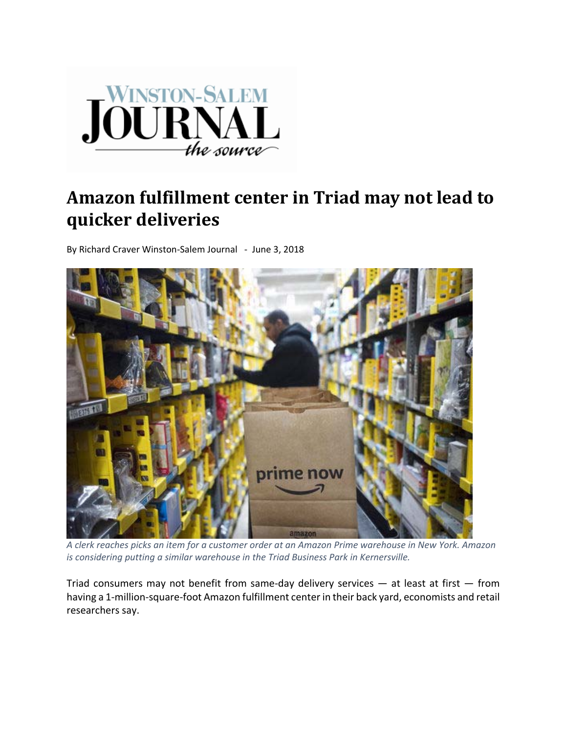# Amazon fulfillment center in Triad may not lead to quicker deliveries

By Richard Craver Winston-Salem Journal - June 3, 2018

*A clerk reaches picks an item for a customer order at an Amazon Prime warehouse in New York. Amazon is considering putting a similar warehouse in the Triad Business Park in Kernersville.*

Triad consumers may not benefit from same-day delivery services — at least at first — from having a 1-million-square-foot Amazon fulfillment center in their back yard, economists and retail researchers say.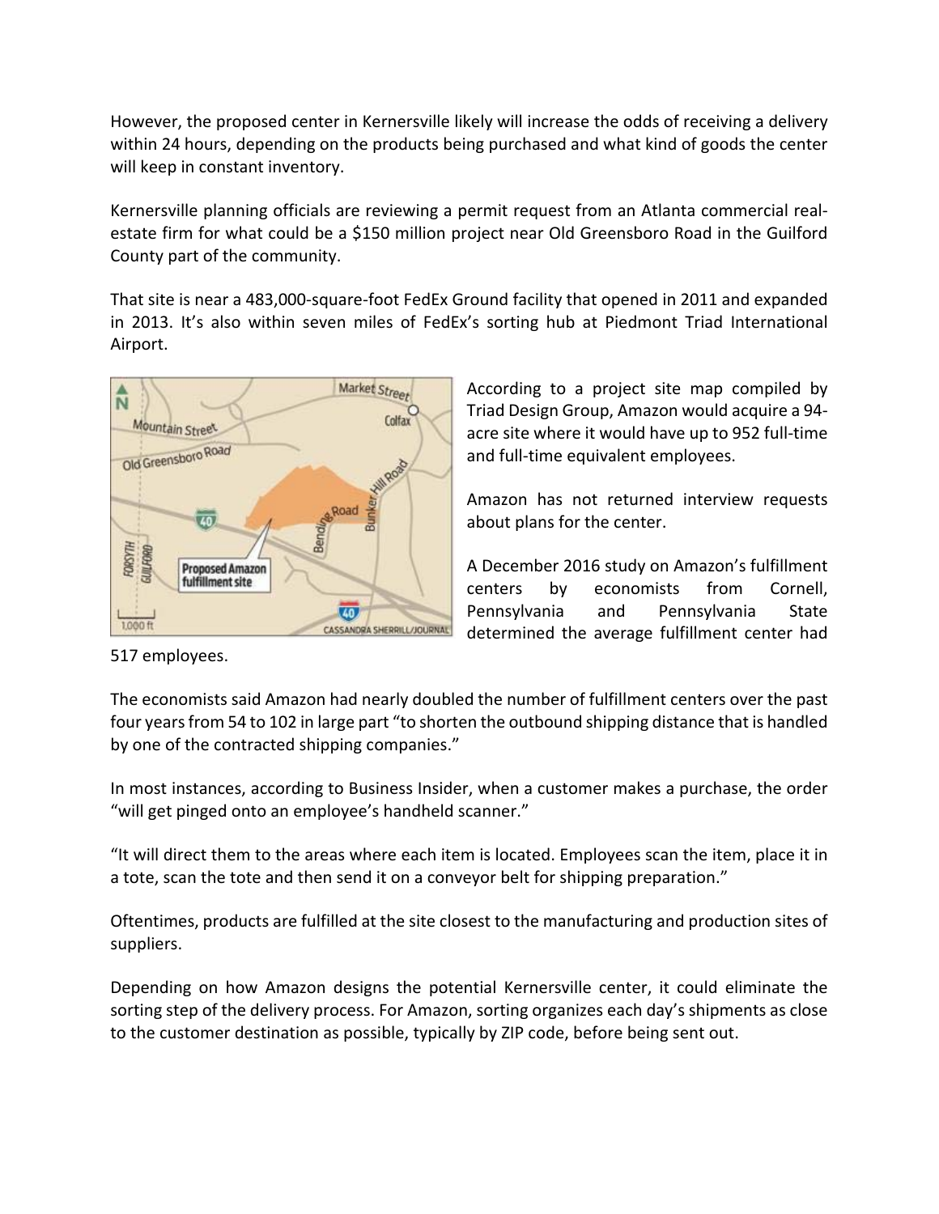However, the proposed center in Kernersville likely will increase the odds of receiving a delivery within 24 hours, depending on the products being purchased and what kind of goods the center will keep in constant inventory.

Kernersville planning officials are reviewing a permit request from an Atlanta commercial real-estate firm for what could be a $150 million project near Old Greensboro Road in the Guilford County part of the community.

That site is near a 483,000-square-foot FedEx Ground facility that opened in 2011 and expanded in 2013. It's also within seven miles of FedEx's sorting hub at Piedmont Triad International Airport.

According to a project site map compiled by Triad Design Group, Amazon would acquire a 94-acre site where it would have up to 952 full-time and full-time equivalent employees.

Amazon has not returned interview requests about plans for the center.

A December 2016 study on Amazon's fulfillment centers by economists from Cornell, Pennsylvania and Pennsylvania State determined the average fulfillment center had 517 employees.

The economists said Amazon had nearly doubled the number of fulfillment centers over the past four years from 54 to 102 in large part "to shorten the outbound shipping distance that is handled by one of the contracted shipping companies."

In most instances, according to Business Insider, when a customer makes a purchase, the order "will get pinged onto an employee's handheld scanner."

"It will direct them to the areas where each item is located. Employees scan the item, place it in a tote, scan the tote and then send it on a conveyor belt for shipping preparation."

Oftentimes, products are fulfilled at the site closest to the manufacturing and production sites of suppliers.

Depending on how Amazon designs the potential Kernersville center, it could eliminate the sorting step of the delivery process. For Amazon, sorting organizes each day's shipments as close to the customer destination as possible, typically by ZIP code, before being sent out.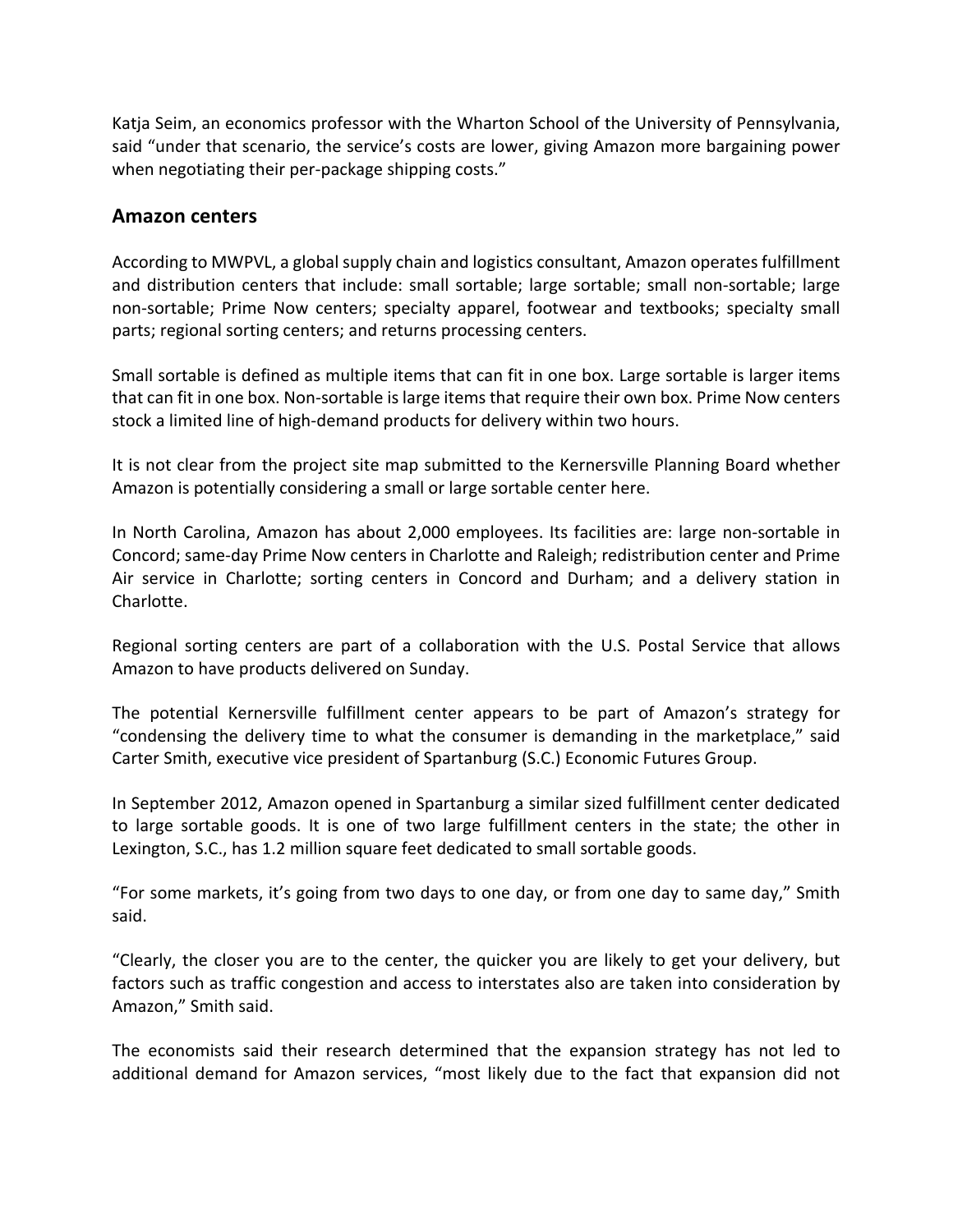Katja Seim, an economics professor with the Wharton School of the University of Pennsylvania, said "under that scenario, the service's costs are lower, giving Amazon more bargaining power when negotiating their per-package shipping costs."

## Amazon centers

According to MWPVL, a global supply chain and logistics consultant, Amazon operates fulfillment and distribution centers that include: small sortable; large sortable; small non-sortable; large non-sortable; Prime Now centers; specialty apparel, footwear and textbooks; specialty small parts; regional sorting centers; and returns processing centers.

Small sortable is defined as multiple items that can fit in one box. Large sortable is larger items that can fit in one box. Non-sortable is large items that require their own box. Prime Now centers stock a limited line of high-demand products for delivery within two hours.

It is not clear from the project site map submitted to the Kernersville Planning Board whether Amazon is potentially considering a small or large sortable center here.

In North Carolina, Amazon has about 2,000 employees. Its facilities are: large non-sortable in Concord; same-day Prime Now centers in Charlotte and Raleigh; redistribution center and Prime Air service in Charlotte; sorting centers in Concord and Durham; and a delivery station in Charlotte.

Regional sorting centers are part of a collaboration with the U.S. Postal Service that allows Amazon to have products delivered on Sunday.

The potential Kernersville fulfillment center appears to be part of Amazon's strategy for "condensing the delivery time to what the consumer is demanding in the marketplace," said Carter Smith, executive vice president of Spartanburg (S.C.) Economic Futures Group.

In September 2012, Amazon opened in Spartanburg a similar sized fulfillment center dedicated to large sortable goods. It is one of two large fulfillment centers in the state; the other in Lexington, S.C., has 1.2 million square feet dedicated to small sortable goods.

"For some markets, it's going from two days to one day, or from one day to same day," Smith said.

"Clearly, the closer you are to the center, the quicker you are likely to get your delivery, but factors such as traffic congestion and access to interstates also are taken into consideration by Amazon," Smith said.

The economists said their research determined that the expansion strategy has not led to additional demand for Amazon services, "most likely due to the fact that expansion did not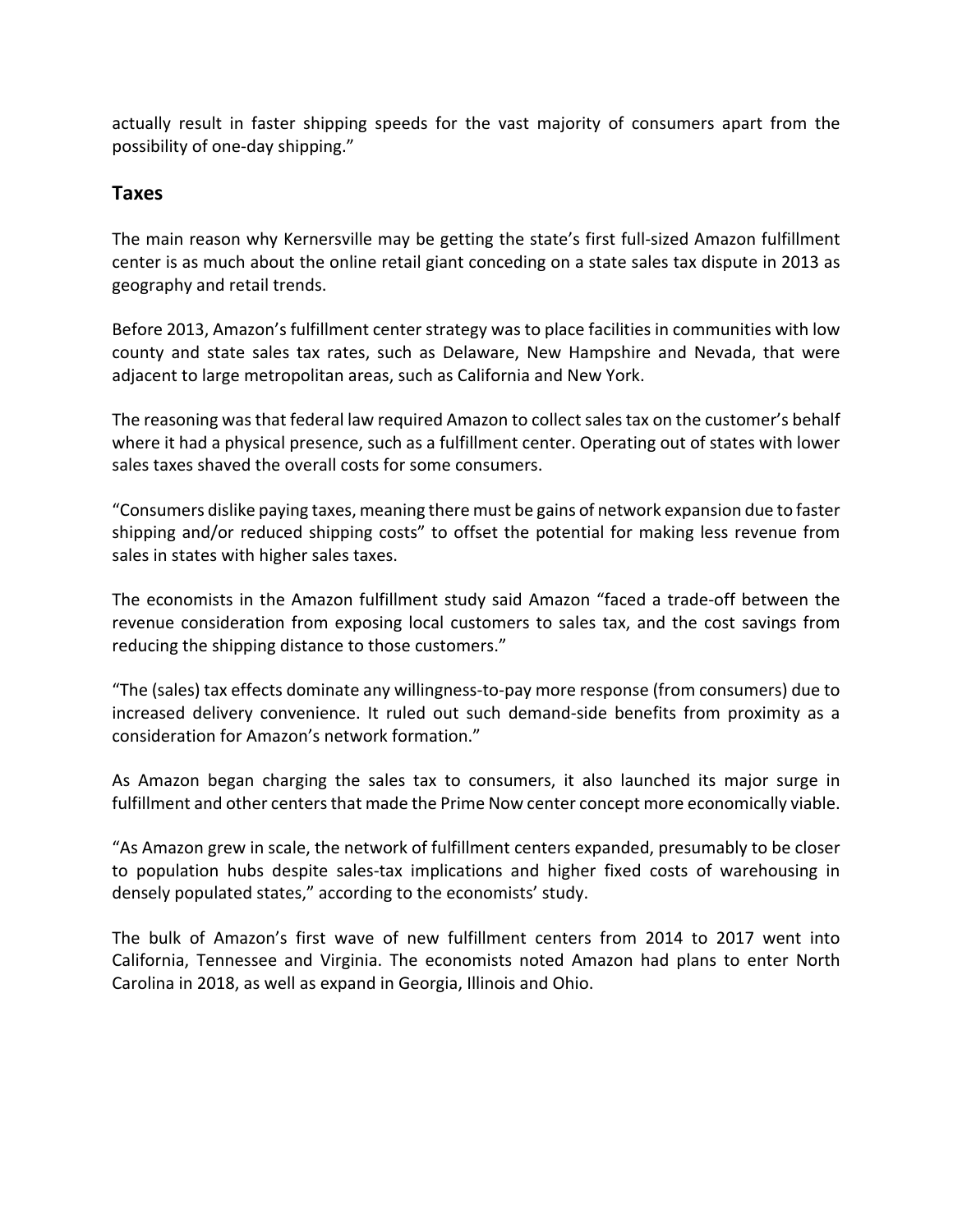actually result in faster shipping speeds for the vast majority of consumers apart from the possibility of one-day shipping."

## Taxes

The main reason why Kernersville may be getting the state's first full-sized Amazon fulfillment center is as much about the online retail giant conceding on a state sales tax dispute in 2013 as geography and retail trends.

Before 2013, Amazon's fulfillment center strategy was to place facilities in communities with low county and state sales tax rates, such as Delaware, New Hampshire and Nevada, that were adjacent to large metropolitan areas, such as California and New York.

The reasoning was that federal law required Amazon to collect sales tax on the customer's behalf where it had a physical presence, such as a fulfillment center. Operating out of states with lower sales taxes shaved the overall costs for some consumers.

"Consumers dislike paying taxes, meaning there must be gains of network expansion due to faster shipping and/or reduced shipping costs" to offset the potential for making less revenue from sales in states with higher sales taxes.

The economists in the Amazon fulfillment study said Amazon "faced a trade-off between the revenue consideration from exposing local customers to sales tax, and the cost savings from reducing the shipping distance to those customers."

"The (sales) tax effects dominate any willingness-to-pay more response (from consumers) due to increased delivery convenience. It ruled out such demand-side benefits from proximity as a consideration for Amazon's network formation."

As Amazon began charging the sales tax to consumers, it also launched its major surge in fulfillment and other centers that made the Prime Now center concept more economically viable.

"As Amazon grew in scale, the network of fulfillment centers expanded, presumably to be closer to population hubs despite sales-tax implications and higher fixed costs of warehousing in densely populated states," according to the economists' study.

The bulk of Amazon's first wave of new fulfillment centers from 2014 to 2017 went into California, Tennessee and Virginia. The economists noted Amazon had plans to enter North Carolina in 2018, as well as expand in Georgia, Illinois and Ohio.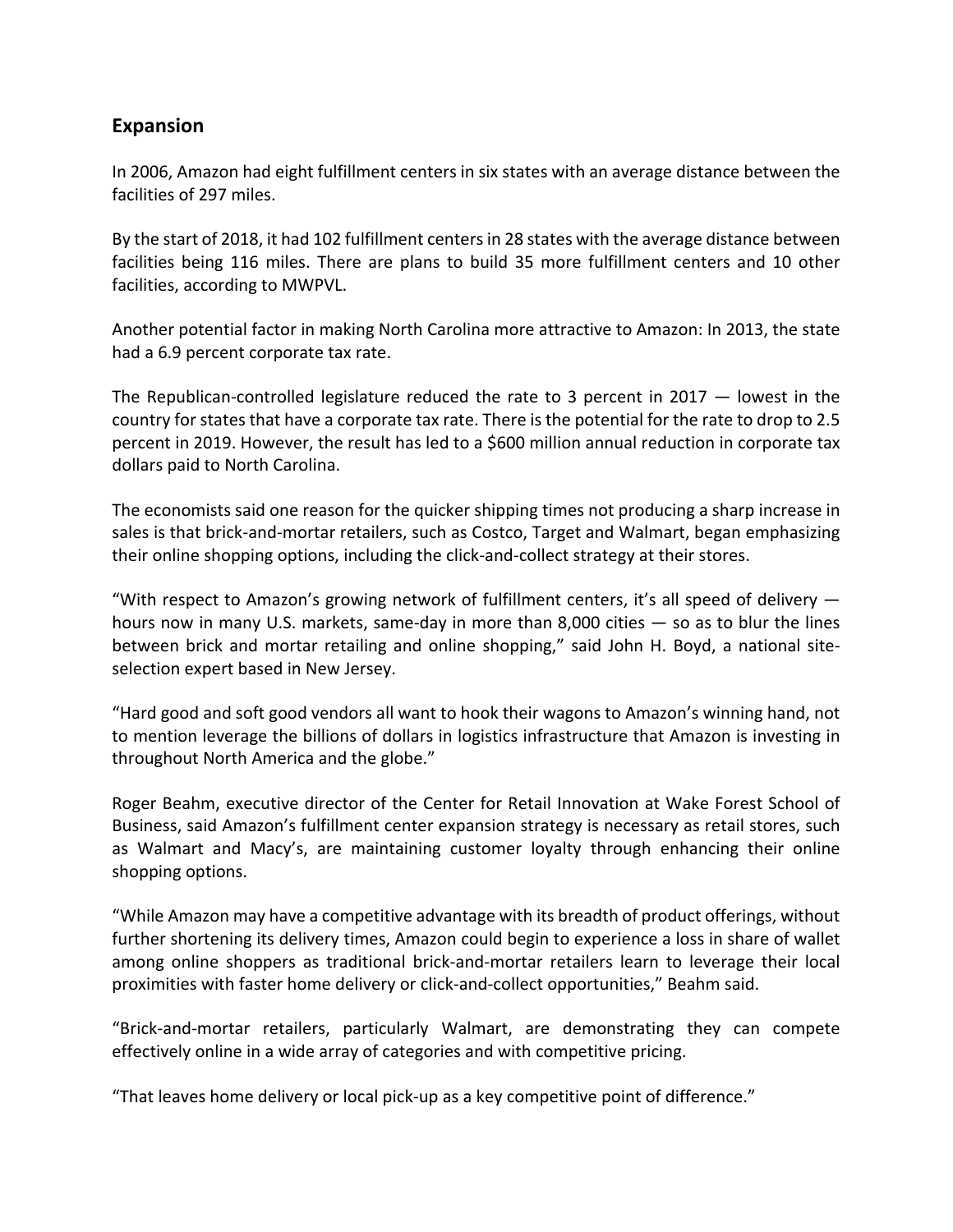## Expansion

In 2006, Amazon had eight fulfillment centers in six states with an average distance between the facilities of 297 miles.

By the start of 2018, it had 102 fulfillment centers in 28 states with the average distance between facilities being 116 miles. There are plans to build 35 more fulfillment centers and 10 other facilities, according to MWPVL.

Another potential factor in making North Carolina more attractive to Amazon: In 2013, the state had a 6.9 percent corporate tax rate.

The Republican-controlled legislature reduced the rate to 3 percent in 2017 — lowest in the country for states that have a corporate tax rate. There is the potential for the rate to drop to 2.5 percent in 2019. However, the result has led to a $600 million annual reduction in corporate tax dollars paid to North Carolina.

The economists said one reason for the quicker shipping times not producing a sharp increase in sales is that brick-and-mortar retailers, such as Costco, Target and Walmart, began emphasizing their online shopping options, including the click-and-collect strategy at their stores.

"With respect to Amazon's growing network of fulfillment centers, it's all speed of delivery — hours now in many U.S. markets, same-day in more than 8,000 cities — so as to blur the lines between brick and mortar retailing and online shopping," said John H. Boyd, a national site-selection expert based in New Jersey.

"Hard good and soft good vendors all want to hook their wagons to Amazon's winning hand, not to mention leverage the billions of dollars in logistics infrastructure that Amazon is investing in throughout North America and the globe."

Roger Beahm, executive director of the Center for Retail Innovation at Wake Forest School of Business, said Amazon's fulfillment center expansion strategy is necessary as retail stores, such as Walmart and Macy's, are maintaining customer loyalty through enhancing their online shopping options.

"While Amazon may have a competitive advantage with its breadth of product offerings, without further shortening its delivery times, Amazon could begin to experience a loss in share of wallet among online shoppers as traditional brick-and-mortar retailers learn to leverage their local proximities with faster home delivery or click-and-collect opportunities," Beahm said.

"Brick-and-mortar retailers, particularly Walmart, are demonstrating they can compete effectively online in a wide array of categories and with competitive pricing.

"That leaves home delivery or local pick-up as a key competitive point of difference."